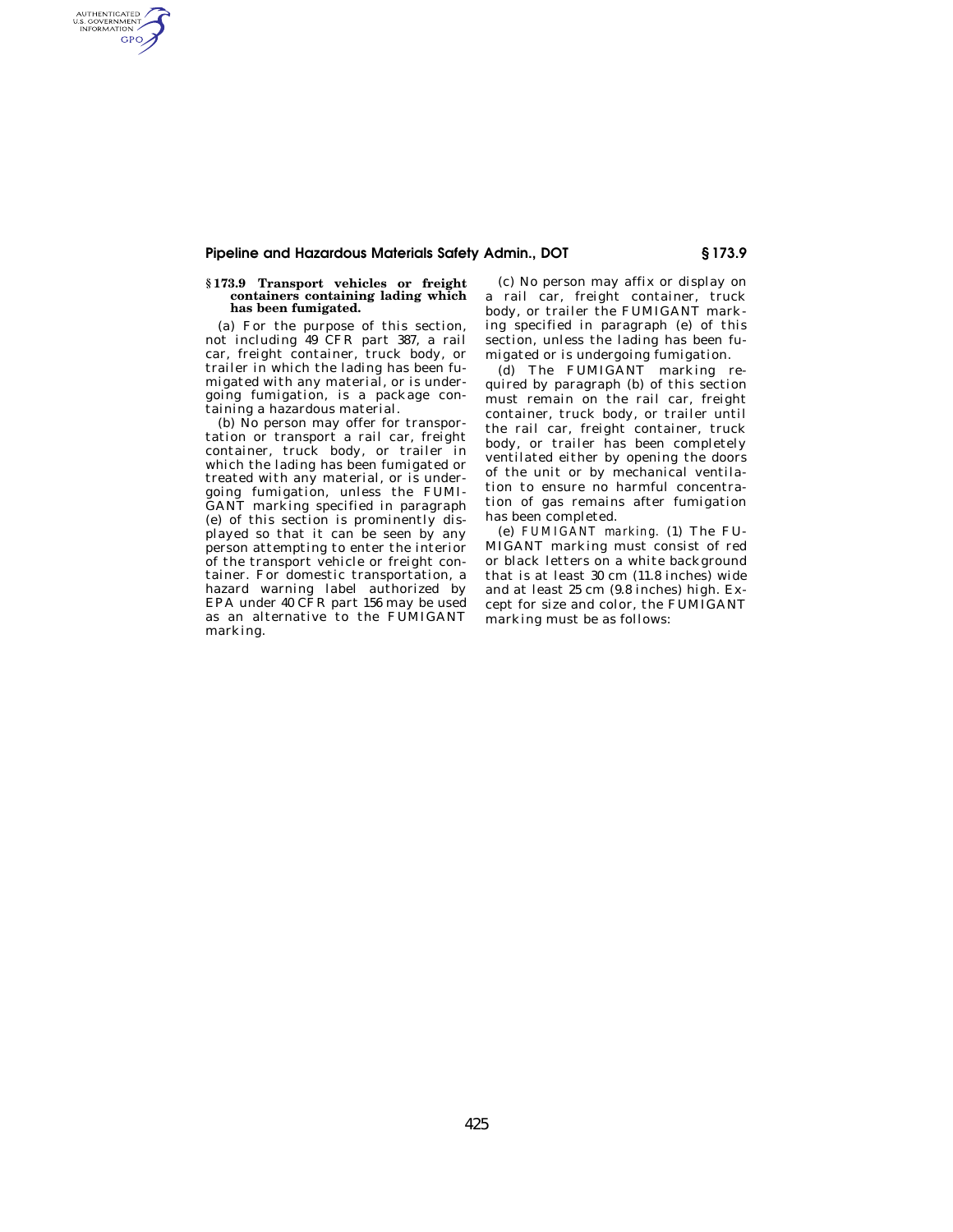## § 173.9 Transport vehicles or freight containers containing lading which has been fumigated.

(a) For the purpose of this section, not including 49 CFR part 387, a rail car, freight container, truck body, or trailer in which the lading has been fumigated with any material, or is undergoing fumigation, is a package containing a hazardous material.

(b) No person may offer for transportation or transport a rail car, freight container, truck body, or trailer in which the lading has been fumigated or treated with any material, or is undergoing fumigation, unless the FUMIGANT marking specified in paragraph (e) of this section is prominently displayed so that it can be seen by any person attempting to enter the interior of the transport vehicle or freight container. For domestic transportation, a hazard warning label authorized by EPA under 40 CFR part 156 may be used as an alternative to the FUMIGANT marking.

(c) No person may affix or display on a rail car, freight container, truck body, or trailer the FUMIGANT marking specified in paragraph (e) of this section, unless the lading has been fumigated or is undergoing fumigation.

(d) The FUMIGANT marking required by paragraph (b) of this section must remain on the rail car, freight container, truck body, or trailer until the rail car, freight container, truck body, or trailer has been completely ventilated either by opening the doors of the unit or by mechanical ventilation to ensure no harmful concentration of gas remains after fumigation has been completed.

(e) *FUMIGANT marking.* (1) The FUMIGANT marking must consist of red or black letters on a white background that is at least 30 cm (11.8 inches) wide and at least 25 cm (9.8 inches) high. Except for size and color, the FUMIGANT marking must be as follows: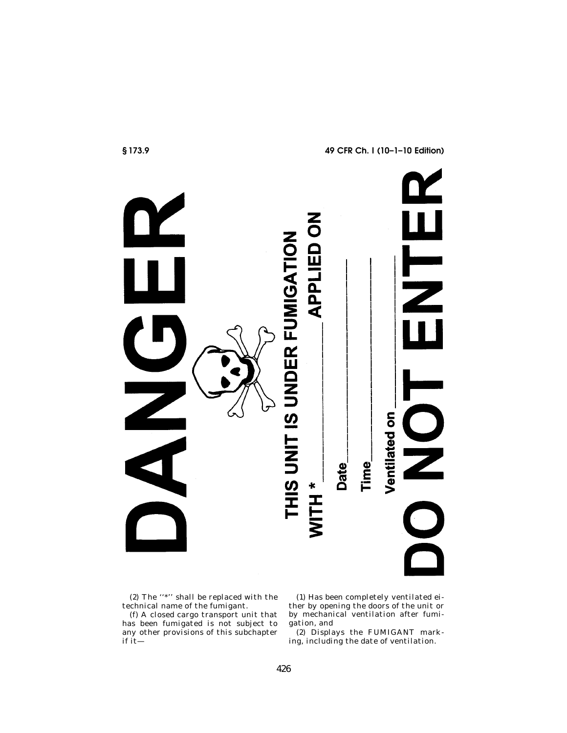**DANGER**

**THIS UNIT IS UNDER FUMIGATION**

**WITH * \_\_\_\_\_\_\_\_\_\_\_\_\_\_\_ APPLIED ON**

**Date\_\_\_\_\_\_\_\_\_\_\_\_\_\_\_\_\_\_\_\_\_\_\_\_\_\_\_\_\_\_\_\_\_\_\_\_\_\_\_\_**

**Time\_\_\_\_\_\_\_\_\_\_\_\_\_\_\_\_\_\_\_\_\_\_\_\_\_\_\_\_\_\_\_\_\_\_\_\_\_\_\_\_**

**Ventilated on\_\_\_\_\_\_\_\_\_\_\_\_\_\_\_\_\_\_\_\_\_\_\_\_\_\_\_\_\_\_\_\_\_**

**DO NOT ENTER**

(2) The "*" shall be replaced with the technical name of the fumigant.

(f) A closed cargo transport unit that has been fumigated is not subject to any other provisions of this subchapter if it—

(1) Has been completely ventilated either by opening the doors of the unit or by mechanical ventilation after fumigation, and

(2) Displays the FUMIGANT marking, including the date of ventilation.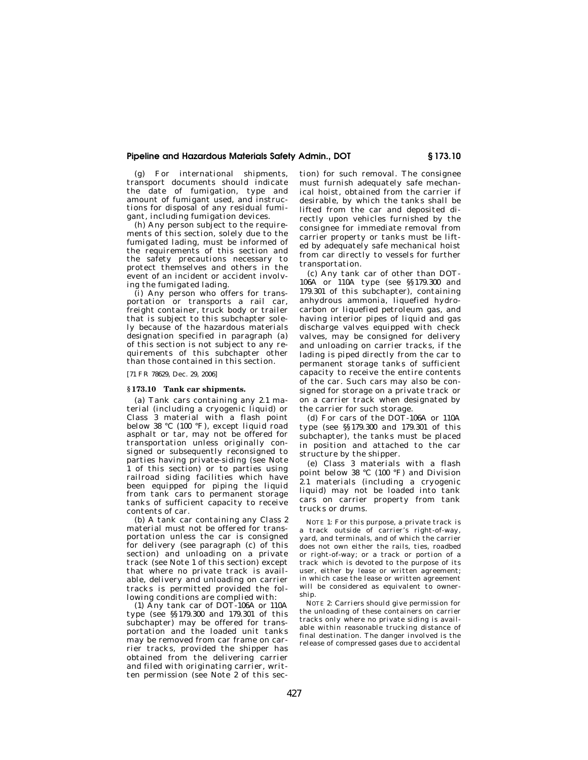(g) For international shipments, transport documents should indicate the date of fumigation, type and amount of fumigant used, and instructions for disposal of any residual fumigant, including fumigation devices.

(h) Any person subject to the requirements of this section, solely due to the fumigated lading, must be informed of the requirements of this section and the safety precautions necessary to protect themselves and others in the event of an incident or accident involving the fumigated lading.

(i) Any person who offers for transportation or transports a rail car, freight container, truck body or trailer that is subject to this subchapter solely because of the hazardous materials designation specified in paragraph (a) of this section is not subject to any requirements of this subchapter other than those contained in this section.

[71 FR 78629, Dec. 29, 2006]

## § 173.10 Tank car shipments.

(a) Tank cars containing any 2.1 material (including a cryogenic liquid) or Class 3 material with a flash point below 38 °C (100 °F), except liquid road asphalt or tar, may not be offered for transportation unless originally consigned or subsequently reconsigned to parties having private-siding (see Note 1 of this section) or to parties using railroad siding facilities which have been equipped for piping the liquid from tank cars to permanent storage tanks of sufficient capacity to receive contents of car.

(b) A tank car containing any Class 2 material must not be offered for transportation unless the car is consigned for delivery (see paragraph (c) of this section) and unloading on a private track (see Note 1 of this section) except that where no private track is available, delivery and unloading on carrier tracks is permitted provided the following conditions are complied with:

(1) Any tank car of DOT-106A or 110A type (see §§ 179.300 and 179.301 of this subchapter) may be offered for transportation and the loaded unit tanks may be removed from car frame on carrier tracks, provided the shipper has obtained from the delivering carrier and filed with originating carrier, written permission (see Note 2 of this section) for such removal. The consignee must furnish adequately safe mechanical hoist, obtained from the carrier if desirable, by which the tanks shall be lifted from the car and deposited directly upon vehicles furnished by the consignee for immediate removal from carrier property or tanks must be lifted by adequately safe mechanical hoist from car directly to vessels for further transportation.

(c) Any tank car of other than DOT-106A or 110A type (see §§ 179.300 and 179.301 of this subchapter), containing anhydrous ammonia, liquefied hydrocarbon or liquefied petroleum gas, and having interior pipes of liquid and gas discharge valves equipped with check valves, may be consigned for delivery and unloading on carrier tracks, if the lading is piped directly from the car to permanent storage tanks of sufficient capacity to receive the entire contents of the car. Such cars may also be consigned for storage on a private track or on a carrier track when designated by the carrier for such storage.

(d) For cars of the DOT-106A or 110A type (see §§ 179.300 and 179.301 of this subchapter), the tanks must be placed in position and attached to the car structure by the shipper.

(e) Class 3 materials with a flash point below 38 °C (100 °F) and Division 2.1 materials (including a cryogenic liquid) may not be loaded into tank cars on carrier property from tank trucks or drums.

NOTE 1: For this purpose, a private track is a track outside of carrier's right-of-way, yard, and terminals, and of which the carrier does not own either the rails, ties, roadbed or right-of-way; or a track or portion of a track which is devoted to the purpose of its user, either by lease or written agreement; in which case the lease or written agreement will be considered as equivalent to ownership.

NOTE 2: Carriers should give permission for the unloading of these containers on carrier tracks only where no private siding is available within reasonable trucking distance of final destination. The danger involved is the release of compressed gases due to accidental